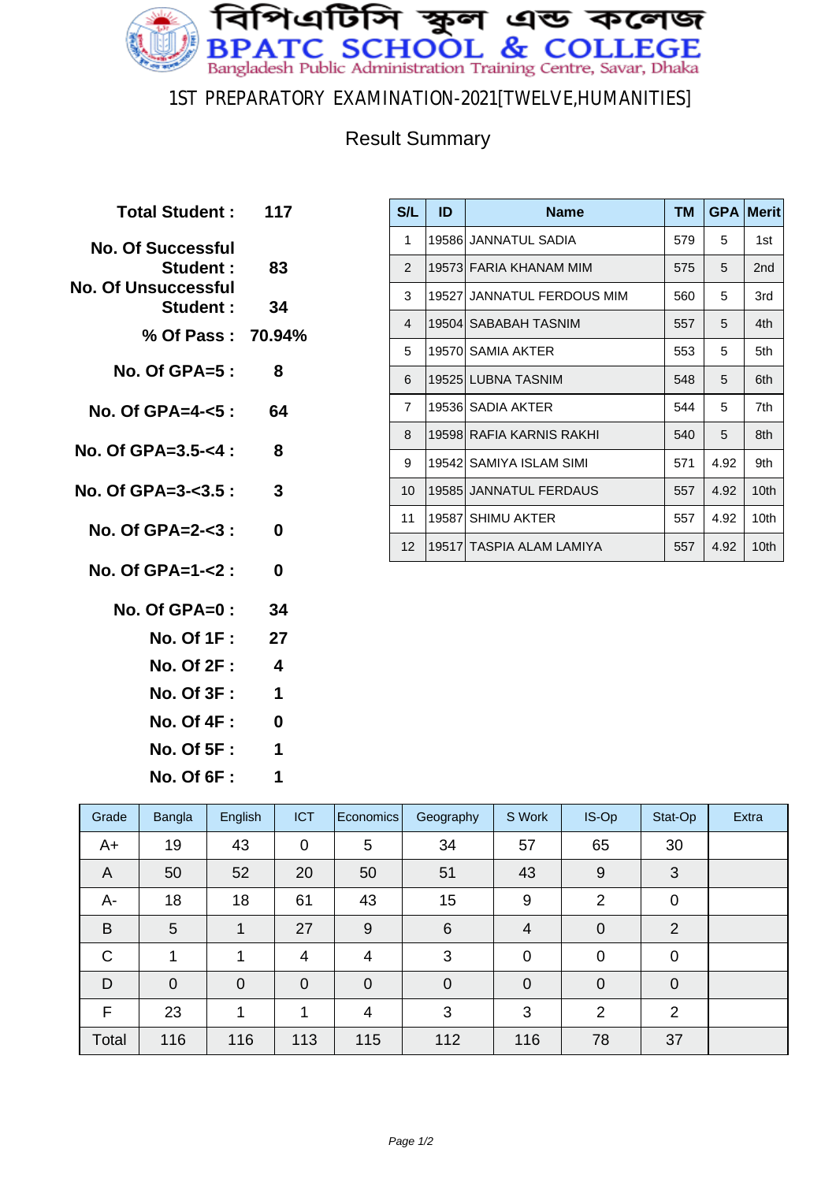# বিপিএটিসি স্কুল এন্ড কলেজ

# BPATC SCHOOL & COLLEGE

Bangladesh Public Administration Training Centre, Savar, Dhaka

## 1ST PREPARATORY EXAMINATION-2021[TWELVE,HUMANITIES]

### Result Summary

**Total Student :** 117

**No. Of Successful Student :** 83

**No. Of Unsuccessful Student :** 34

**% Of Pass :** 70.94%

**No. Of GPA=5 :** 8

**No. Of GPA=4-<5 :** 64

**No. Of GPA=3.5-<4 :** 8

**No. Of GPA=3-<3.5 :** 3

**No. Of GPA=2-<3 :** 0

**No. Of GPA=1-<2 :** 0

**No. Of GPA=0 :** 34

**No. Of 1F :** 27

**No. Of 2F :** 4

**No. Of 3F :** 1

**No. Of 4F :** 0

**No. Of 5F :** 1

**No. Of 6F :** 1

| S/L | ID | Name | TM | GPA | Merit |
|---|---|---|---|---|---|
| 1 | 19586 | JANNATUL SADIA | 579 | 5 | 1st |
| 2 | 19573 | FARIA KHANAM MIM | 575 | 5 | 2nd |
| 3 | 19527 | JANNATUL FERDOUS MIM | 560 | 5 | 3rd |
| 4 | 19504 | SABABAH TASNIM | 557 | 5 | 4th |
| 5 | 19570 | SAMIA AKTER | 553 | 5 | 5th |
| 6 | 19525 | LUBNA TASNIM | 548 | 5 | 6th |
| 7 | 19536 | SADIA AKTER | 544 | 5 | 7th |
| 8 | 19598 | RAFIA KARNIS RAKHI | 540 | 5 | 8th |
| 9 | 19542 | SAMIYA ISLAM SIMI | 571 | 4.92 | 9th |
| 10 | 19585 | JANNATUL FERDAUS | 557 | 4.92 | 10th |
| 11 | 19587 | SHIMU AKTER | 557 | 4.92 | 10th |
| 12 | 19517 | TASPIA ALAM LAMIYA | 557 | 4.92 | 10th |

| Grade | Bangla | English | ICT | Economics | Geography | S Work | IS-Op | Stat-Op | Extra |
|---|---|---|---|---|---|---|---|---|---|
| A+ | 19 | 43 | 0 | 5 | 34 | 57 | 65 | 30 | |
| A | 50 | 52 | 20 | 50 | 51 | 43 | 9 | 3 | |
| A- | 18 | 18 | 61 | 43 | 15 | 9 | 2 | 0 | |
| B | 5 | 1 | 27 | 9 | 6 | 4 | 0 | 2 | |
| C | 1 | 1 | 4 | 4 | 3 | 0 | 0 | 0 | |
| D | 0 | 0 | 0 | 0 | 0 | 0 | 0 | 0 | |
| F | 23 | 1 | 1 | 4 | 3 | 3 | 2 | 2 | |
| Total | 116 | 116 | 113 | 115 | 112 | 116 | 78 | 37 | |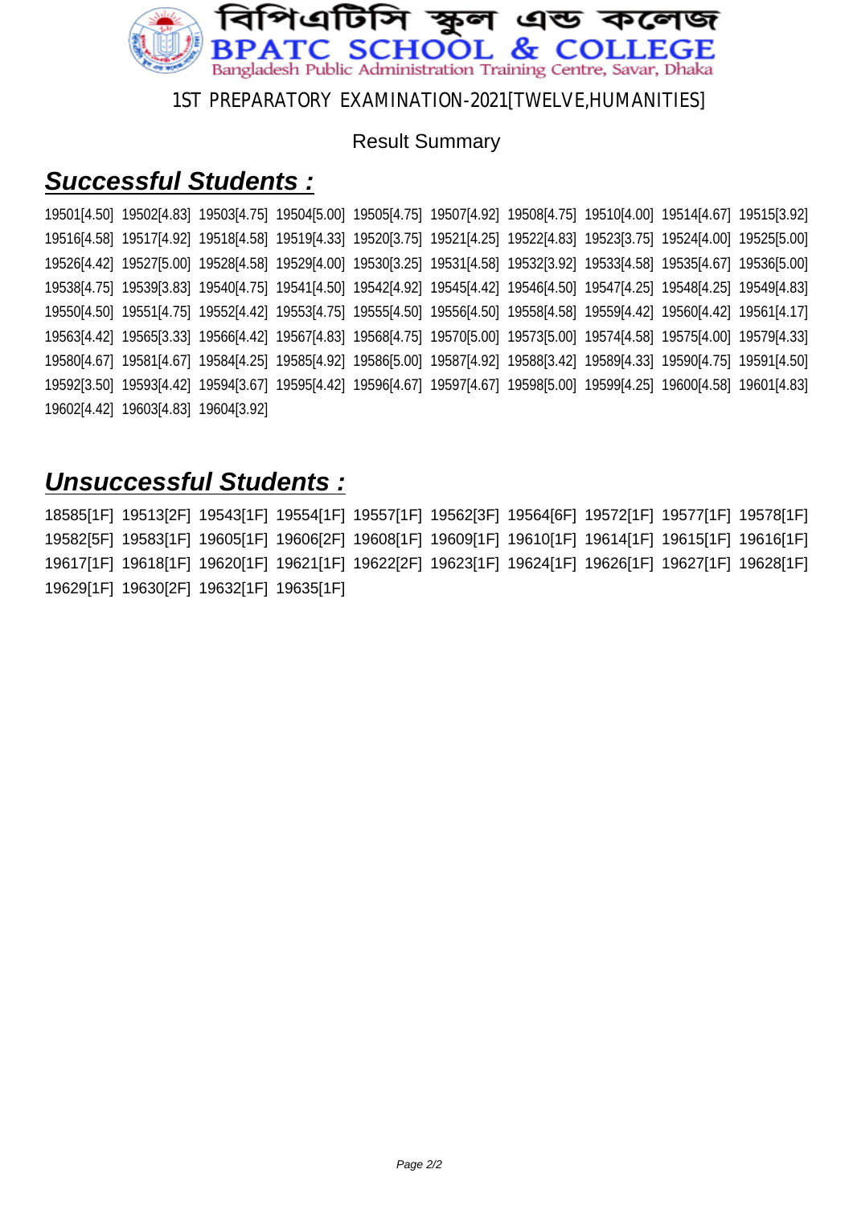বিপিএটিসি স্কুল এন্ড কলেজ

BPATC SCHOOL & COLLEGE

Bangladesh Public Administration Training Centre, Savar, Dhaka

1ST PREPARATORY EXAMINATION-2021[TWELVE,HUMANITIES]

Result Summary

## ***Successful Students :***

19501[4.50] 19502[4.83] 19503[4.75] 19504[5.00] 19505[4.75] 19507[4.92] 19508[4.75] 19510[4.00] 19514[4.67] 19515[3.92] 19516[4.58] 19517[4.92] 19518[4.58] 19519[4.33] 19520[3.75] 19521[4.25] 19522[4.83] 19523[3.75] 19524[4.00] 19525[5.00] 19526[4.42] 19527[5.00] 19528[4.58] 19529[4.00] 19530[3.25] 19531[4.58] 19532[3.92] 19533[4.58] 19535[4.67] 19536[5.00] 19538[4.75] 19539[3.83] 19540[4.75] 19541[4.50] 19542[4.92] 19545[4.42] 19546[4.50] 19547[4.25] 19548[4.25] 19549[4.83] 19550[4.50] 19551[4.75] 19552[4.42] 19553[4.75] 19555[4.50] 19556[4.50] 19558[4.58] 19559[4.42] 19560[4.42] 19561[4.17] 19563[4.42] 19565[3.33] 19566[4.42] 19567[4.83] 19568[4.75] 19570[5.00] 19573[5.00] 19574[4.58] 19575[4.00] 19579[4.33] 19580[4.67] 19581[4.67] 19584[4.25] 19585[4.92] 19586[5.00] 19587[4.92] 19588[3.42] 19589[4.33] 19590[4.75] 19591[4.50] 19592[3.50] 19593[4.42] 19594[3.67] 19595[4.42] 19596[4.67] 19597[4.67] 19598[5.00] 19599[4.25] 19600[4.58] 19601[4.83] 19602[4.42] 19603[4.83] 19604[3.92]

## ***Unsuccessful Students :***

18585[1F] 19513[2F] 19543[1F] 19554[1F] 19557[1F] 19562[3F] 19564[6F] 19572[1F] 19577[1F] 19578[1F] 19582[5F] 19583[1F] 19605[1F] 19606[2F] 19608[1F] 19609[1F] 19610[1F] 19614[1F] 19615[1F] 19616[1F] 19617[1F] 19618[1F] 19620[1F] 19621[1F] 19622[2F] 19623[1F] 19624[1F] 19626[1F] 19627[1F] 19628[1F] 19629[1F] 19630[2F] 19632[1F] 19635[1F]